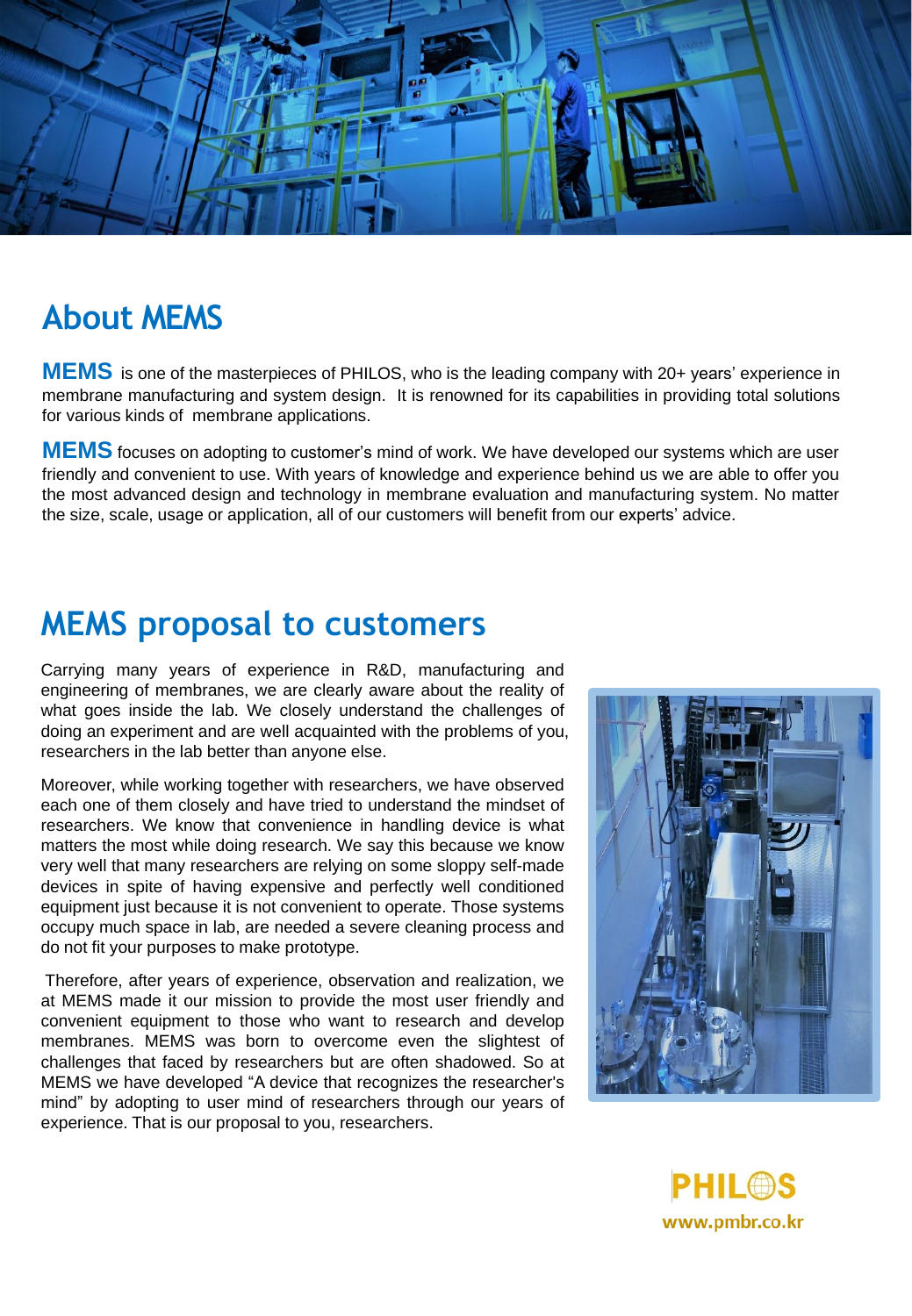## About MEMS

**MEMS** is one of the masterpieces of PHILOS, who is the leading company with 20+ years' experience in membrane manufacturing and system design. It is renowned for its capabilities in providing total solutions for various kinds of membrane applications.

**MEMS** focuses on adopting to customer's mind of work. We have developed our systems which are user friendly and convenient to use. With years of knowledge and experience behind us we are able to offer you the most advanced design and technology in membrane evaluation and manufacturing system. No matter the size, scale, usage or application, all of our customers will benefit from our experts' advice.

## MEMS proposal to customers

Carrying many years of experience in R&D, manufacturing and engineering of membranes, we are clearly aware about the reality of what goes inside the lab. We closely understand the challenges of doing an experiment and are well acquainted with the problems of you, researchers in the lab better than anyone else.

Moreover, while working together with researchers, we have observed each one of them closely and have tried to understand the mindset of researchers. We know that convenience in handling device is what matters the most while doing research. We say this because we know very well that many researchers are relying on some sloppy self-made devices in spite of having expensive and perfectly well conditioned equipment just because it is not convenient to operate. Those systems occupy much space in lab, are needed a severe cleaning process and do not fit your purposes to make prototype.

Therefore, after years of experience, observation and realization, we at MEMS made it our mission to provide the most user friendly and convenient equipment to those who want to research and develop membranes. MEMS was born to overcome even the slightest of challenges that faced by researchers but are often shadowed. So at MEMS we have developed "A device that recognizes the researcher's mind" by adopting to user mind of researchers through our years of experience. That is our proposal to you, researchers.

PHILOS
www.pmbr.co.kr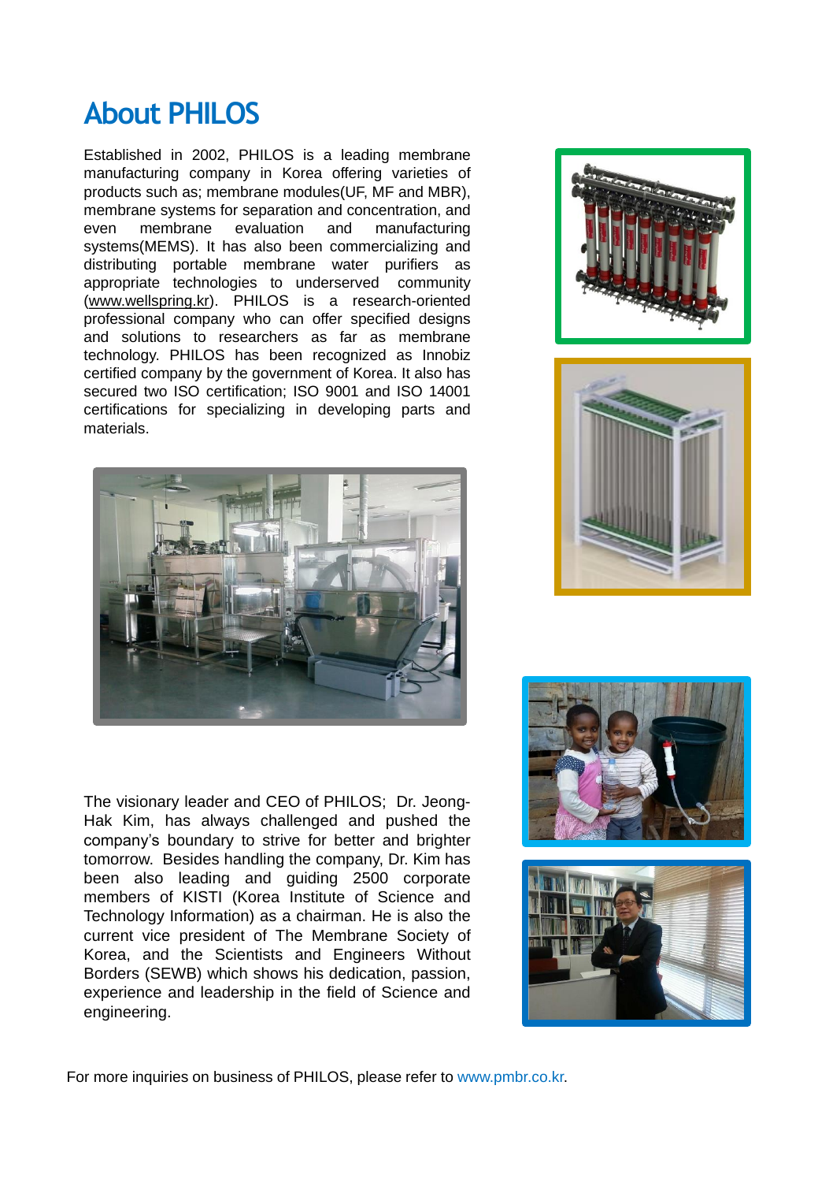# About PHILOS

Established in 2002, PHILOS is a leading membrane manufacturing company in Korea offering varieties of products such as; membrane modules(UF, MF and MBR), membrane systems for separation and concentration, and even membrane evaluation and manufacturing systems(MEMS). It has also been commercializing and distributing portable membrane water purifiers as appropriate technologies to underserved community (www.wellspring.kr). PHILOS is a research-oriented professional company who can offer specified designs and solutions to researchers as far as membrane technology. PHILOS has been recognized as Innobiz certified company by the government of Korea. It also has secured two ISO certification; ISO 9001 and ISO 14001 certifications for specializing in developing parts and materials.

The visionary leader and CEO of PHILOS; Dr. Jeong-Hak Kim, has always challenged and pushed the company's boundary to strive for better and brighter tomorrow. Besides handling the company, Dr. Kim has been also leading and guiding 2500 corporate members of KISTI (Korea Institute of Science and Technology Information) as a chairman. He is also the current vice president of The Membrane Society of Korea, and the Scientists and Engineers Without Borders (SEWB) which shows his dedication, passion, experience and leadership in the field of Science and engineering.

For more inquiries on business of PHILOS, please refer to www.pmbr.co.kr.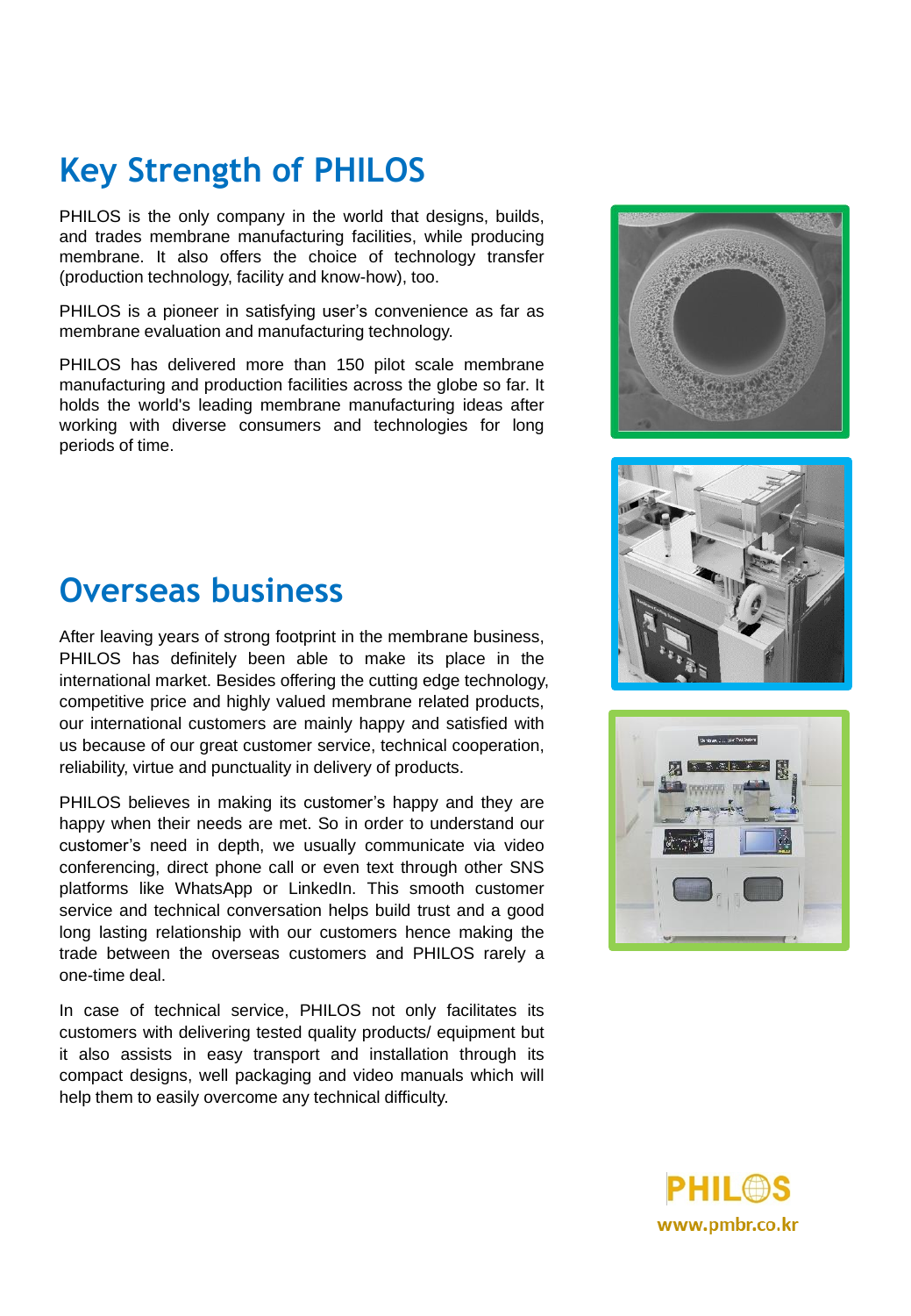# Key Strength of PHILOS

PHILOS is the only company in the world that designs, builds, and trades membrane manufacturing facilities, while producing membrane. It also offers the choice of technology transfer (production technology, facility and know-how), too.

PHILOS is a pioneer in satisfying user's convenience as far as membrane evaluation and manufacturing technology.

PHILOS has delivered more than 150 pilot scale membrane manufacturing and production facilities across the globe so far. It holds the world's leading membrane manufacturing ideas after working with diverse consumers and technologies for long periods of time.

# Overseas business

After leaving years of strong footprint in the membrane business, PHILOS has definitely been able to make its place in the international market. Besides offering the cutting edge technology, competitive price and highly valued membrane related products, our international customers are mainly happy and satisfied with us because of our great customer service, technical cooperation, reliability, virtue and punctuality in delivery of products.

PHILOS believes in making its customer's happy and they are happy when their needs are met. So in order to understand our customer's need in depth, we usually communicate via video conferencing, direct phone call or even text through other SNS platforms like WhatsApp or LinkedIn. This smooth customer service and technical conversation helps build trust and a good long lasting relationship with our customers hence making the trade between the overseas customers and PHILOS rarely a one-time deal.

In case of technical service, PHILOS not only facilitates its customers with delivering tested quality products/ equipment but it also assists in easy transport and installation through its compact designs, well packaging and video manuals which will help them to easily overcome any technical difficulty.

PHILOS
www.pmbr.co.kr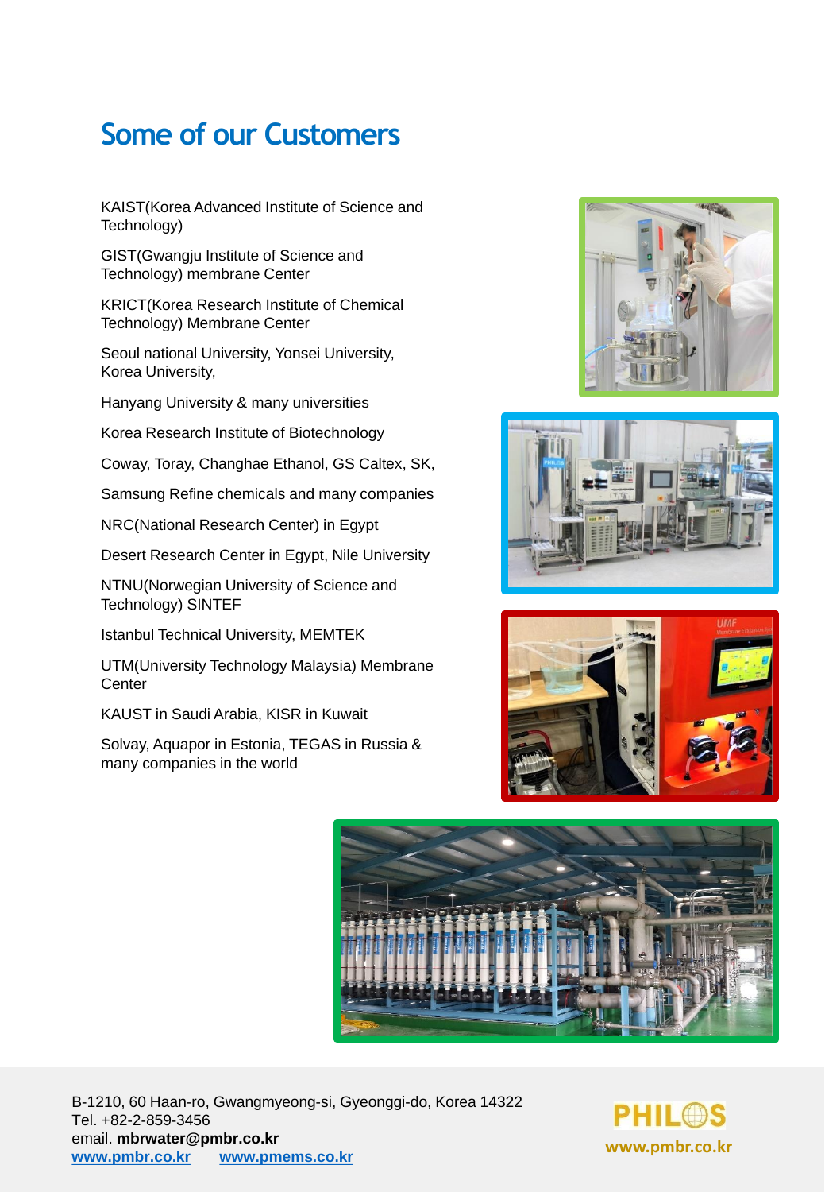## Some of our Customers

KAIST(Korea Advanced Institute of Science and Technology)

GIST(Gwangju Institute of Science and Technology) membrane Center

KRICT(Korea Research Institute of Chemical Technology) Membrane Center

Seoul national University, Yonsei University, Korea University,

Hanyang University & many universities

Korea Research Institute of Biotechnology

Coway, Toray, Changhae Ethanol, GS Caltex, SK,

Samsung Refine chemicals and many companies

NRC(National Research Center) in Egypt

Desert Research Center in Egypt, Nile University

NTNU(Norwegian University of Science and Technology) SINTEF

Istanbul Technical University, MEMTEK

UTM(University Technology Malaysia) Membrane Center

KAUST in Saudi Arabia, KISR in Kuwait

Solvay, Aquapor in Estonia, TEGAS in Russia & many companies in the world

B-1210, 60 Haan-ro, Gwangmyeong-si, Gyeonggi-do, Korea 14322
Tel. +82-2-859-3456
email. **mbrwater@pmbr.co.kr**
**www.pmbr.co.kr** **www.pmems.co.kr**

PHILOS
www.pmbr.co.kr